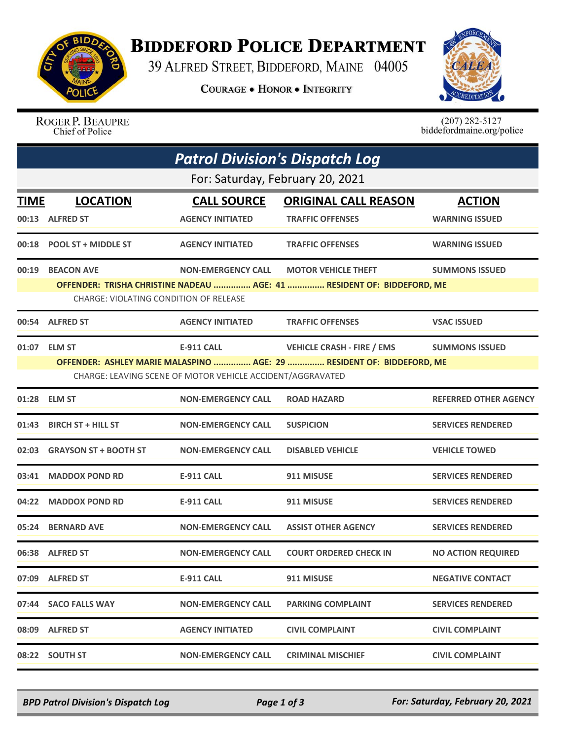# Biddeford Police Department

39 Alfred Street, Biddeford, Maine 04005

**Courage • Honor • Integrity**

Roger P. Beaupre
Chief of Police

(207) 282-5127
biddefordmaine.org/police

## *Patrol Division's Dispatch Log*

For: Saturday, February 20, 2021

| TIME | LOCATION | CALL SOURCE | ORIGINAL CALL REASON | ACTION |
|---|---|---|---|---|
| 00:13 | ALFRED ST | AGENCY INITIATED | TRAFFIC OFFENSES | WARNING ISSUED |
| 00:18 | POOL ST + MIDDLE ST | AGENCY INITIATED | TRAFFIC OFFENSES | WARNING ISSUED |
| 00:19 | BEACON AVE | NON-EMERGENCY CALL | MOTOR VEHICLE THEFT | SUMMONS ISSUED |
| | OFFENDER: TRISHA CHRISTINE NADEAU ............... AGE: 41 ............... RESIDENT OF: BIDDEFORD, ME | | | |
| | CHARGE: VIOLATING CONDITION OF RELEASE | | | |
| 00:54 | ALFRED ST | AGENCY INITIATED | TRAFFIC OFFENSES | VSAC ISSUED |
| 01:07 | ELM ST | E-911 CALL | VEHICLE CRASH - FIRE / EMS | SUMMONS ISSUED |
| | OFFENDER: ASHLEY MARIE MALASPINO ............... AGE: 29 ............... RESIDENT OF: BIDDEFORD, ME | | | |
| | CHARGE: LEAVING SCENE OF MOTOR VEHICLE ACCIDENT/AGGRAVATED | | | |
| 01:28 | ELM ST | NON-EMERGENCY CALL | ROAD HAZARD | REFERRED OTHER AGENCY |
| 01:43 | BIRCH ST + HILL ST | NON-EMERGENCY CALL | SUSPICION | SERVICES RENDERED |
| 02:03 | GRAYSON ST + BOOTH ST | NON-EMERGENCY CALL | DISABLED VEHICLE | VEHICLE TOWED |
| 03:41 | MADDOX POND RD | E-911 CALL | 911 MISUSE | SERVICES RENDERED |
| 04:22 | MADDOX POND RD | E-911 CALL | 911 MISUSE | SERVICES RENDERED |
| 05:24 | BERNARD AVE | NON-EMERGENCY CALL | ASSIST OTHER AGENCY | SERVICES RENDERED |
| 06:38 | ALFRED ST | NON-EMERGENCY CALL | COURT ORDERED CHECK IN | NO ACTION REQUIRED |
| 07:09 | ALFRED ST | E-911 CALL | 911 MISUSE | NEGATIVE CONTACT |
| 07:44 | SACO FALLS WAY | NON-EMERGENCY CALL | PARKING COMPLAINT | SERVICES RENDERED |
| 08:09 | ALFRED ST | AGENCY INITIATED | CIVIL COMPLAINT | CIVIL COMPLAINT |
| 08:22 | SOUTH ST | NON-EMERGENCY CALL | CRIMINAL MISCHIEF | CIVIL COMPLAINT |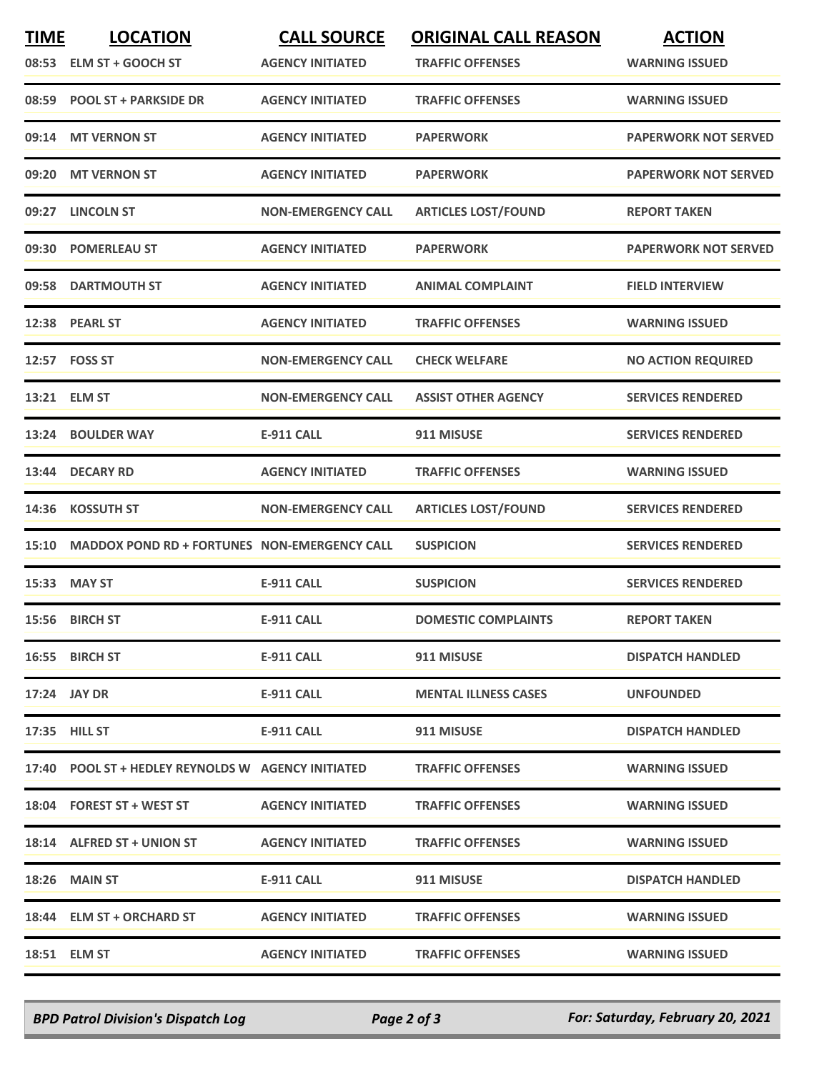| TIME | LOCATION | CALL SOURCE | ORIGINAL CALL REASON | ACTION |
|---|---|---|---|---|
| 08:53 | ELM ST + GOOCH ST | AGENCY INITIATED | TRAFFIC OFFENSES | WARNING ISSUED |
| 08:59 | POOL ST + PARKSIDE DR | AGENCY INITIATED | TRAFFIC OFFENSES | WARNING ISSUED |
| 09:14 | MT VERNON ST | AGENCY INITIATED | PAPERWORK | PAPERWORK NOT SERVED |
| 09:20 | MT VERNON ST | AGENCY INITIATED | PAPERWORK | PAPERWORK NOT SERVED |
| 09:27 | LINCOLN ST | NON-EMERGENCY CALL | ARTICLES LOST/FOUND | REPORT TAKEN |
| 09:30 | POMERLEAU ST | AGENCY INITIATED | PAPERWORK | PAPERWORK NOT SERVED |
| 09:58 | DARTMOUTH ST | AGENCY INITIATED | ANIMAL COMPLAINT | FIELD INTERVIEW |
| 12:38 | PEARL ST | AGENCY INITIATED | TRAFFIC OFFENSES | WARNING ISSUED |
| 12:57 | FOSS ST | NON-EMERGENCY CALL | CHECK WELFARE | NO ACTION REQUIRED |
| 13:21 | ELM ST | NON-EMERGENCY CALL | ASSIST OTHER AGENCY | SERVICES RENDERED |
| 13:24 | BOULDER WAY | E-911 CALL | 911 MISUSE | SERVICES RENDERED |
| 13:44 | DECARY RD | AGENCY INITIATED | TRAFFIC OFFENSES | WARNING ISSUED |
| 14:36 | KOSSUTH ST | NON-EMERGENCY CALL | ARTICLES LOST/FOUND | SERVICES RENDERED |
| 15:10 | MADDOX POND RD + FORTUNES | NON-EMERGENCY CALL | SUSPICION | SERVICES RENDERED |
| 15:33 | MAY ST | E-911 CALL | SUSPICION | SERVICES RENDERED |
| 15:56 | BIRCH ST | E-911 CALL | DOMESTIC COMPLAINTS | REPORT TAKEN |
| 16:55 | BIRCH ST | E-911 CALL | 911 MISUSE | DISPATCH HANDLED |
| 17:24 | JAY DR | E-911 CALL | MENTAL ILLNESS CASES | UNFOUNDED |
| 17:35 | HILL ST | E-911 CALL | 911 MISUSE | DISPATCH HANDLED |
| 17:40 | POOL ST + HEDLEY REYNOLDS W | AGENCY INITIATED | TRAFFIC OFFENSES | WARNING ISSUED |
| 18:04 | FOREST ST + WEST ST | AGENCY INITIATED | TRAFFIC OFFENSES | WARNING ISSUED |
| 18:14 | ALFRED ST + UNION ST | AGENCY INITIATED | TRAFFIC OFFENSES | WARNING ISSUED |
| 18:26 | MAIN ST | E-911 CALL | 911 MISUSE | DISPATCH HANDLED |
| 18:44 | ELM ST + ORCHARD ST | AGENCY INITIATED | TRAFFIC OFFENSES | WARNING ISSUED |
| 18:51 | ELM ST | AGENCY INITIATED | TRAFFIC OFFENSES | WARNING ISSUED |

*BPD Patrol Division's Dispatch Log* — *For: Saturday, February 20, 2021*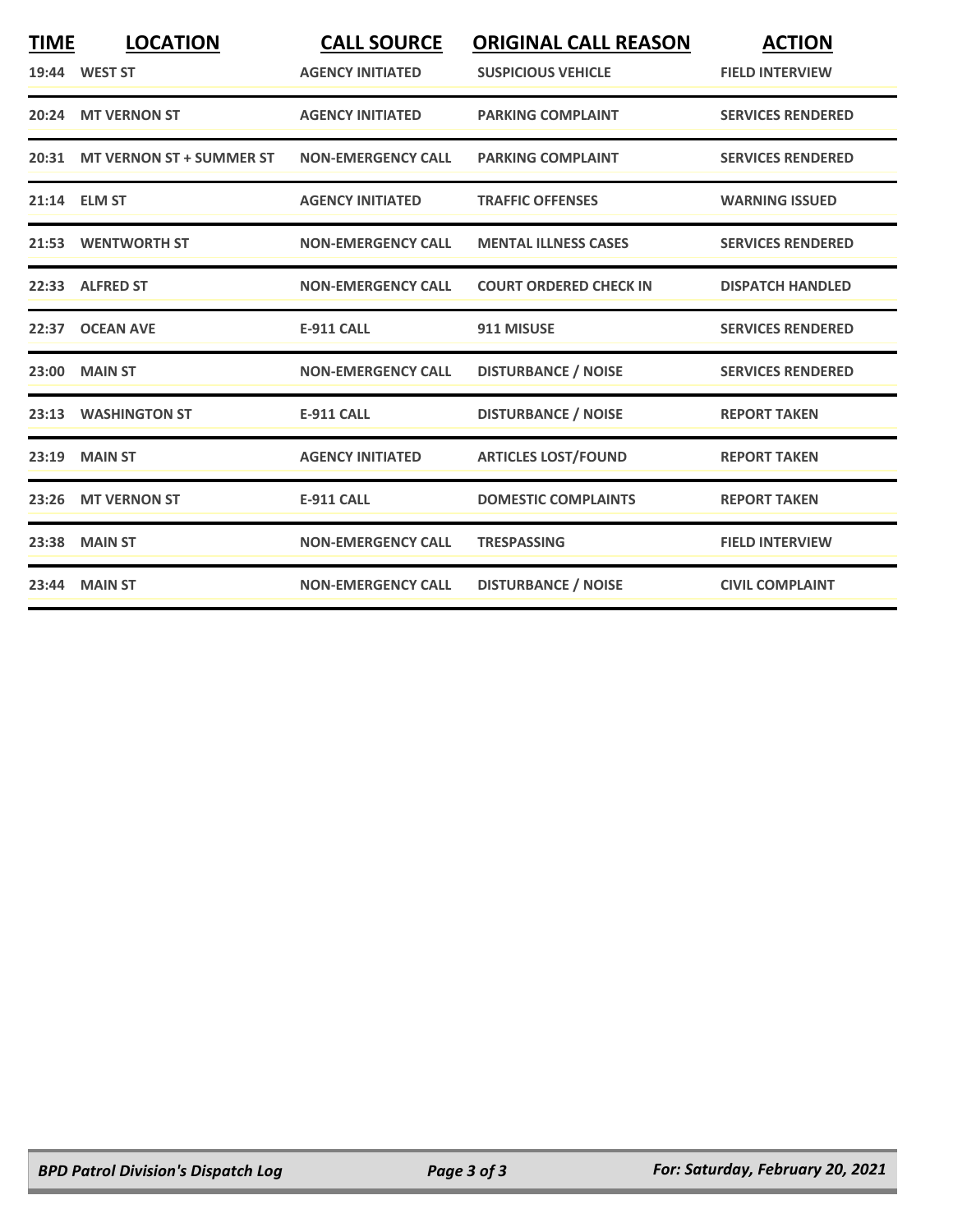| TIME | LOCATION | CALL SOURCE | ORIGINAL CALL REASON | ACTION |
| --- | --- | --- | --- | --- |
| 19:44 | WEST ST | AGENCY INITIATED | SUSPICIOUS VEHICLE | FIELD INTERVIEW |
| 20:24 | MT VERNON ST | AGENCY INITIATED | PARKING COMPLAINT | SERVICES RENDERED |
| 20:31 | MT VERNON ST + SUMMER ST | NON-EMERGENCY CALL | PARKING COMPLAINT | SERVICES RENDERED |
| 21:14 | ELM ST | AGENCY INITIATED | TRAFFIC OFFENSES | WARNING ISSUED |
| 21:53 | WENTWORTH ST | NON-EMERGENCY CALL | MENTAL ILLNESS CASES | SERVICES RENDERED |
| 22:33 | ALFRED ST | NON-EMERGENCY CALL | COURT ORDERED CHECK IN | DISPATCH HANDLED |
| 22:37 | OCEAN AVE | E-911 CALL | 911 MISUSE | SERVICES RENDERED |
| 23:00 | MAIN ST | NON-EMERGENCY CALL | DISTURBANCE / NOISE | SERVICES RENDERED |
| 23:13 | WASHINGTON ST | E-911 CALL | DISTURBANCE / NOISE | REPORT TAKEN |
| 23:19 | MAIN ST | AGENCY INITIATED | ARTICLES LOST/FOUND | REPORT TAKEN |
| 23:26 | MT VERNON ST | E-911 CALL | DOMESTIC COMPLAINTS | REPORT TAKEN |
| 23:38 | MAIN ST | NON-EMERGENCY CALL | TRESPASSING | FIELD INTERVIEW |
| 23:44 | MAIN ST | NON-EMERGENCY CALL | DISTURBANCE / NOISE | CIVIL COMPLAINT |